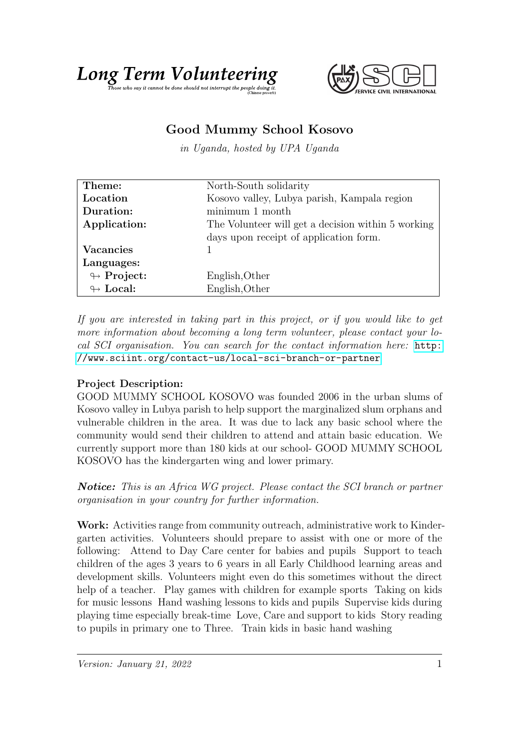**Long Term Volunteering**

*Those who say it cannot be done should not interrupt the people doing it.* (Chinese proverb)

# Good Mummy School Kosovo

*in Uganda, hosted by UPA Uganda*

| | |
|---|---|
| **Theme:** | North-South solidarity |
| **Location** | Kosovo valley, Lubya parish, Kampala region |
| **Duration:** | minimum 1 month |
| **Application:** | The Volunteer will get a decision within 5 working days upon receipt of application form. |
| **Vacancies** | 1 |
| **Languages:** | |
| ↬ **Project:** | English,Other |
| ↬ **Local:** | English,Other |

*If you are interested in taking part in this project, or if you would like to get more information about becoming a long term volunteer, please contact your local SCI organisation. You can search for the contact information here:* http://www.sciint.org/contact-us/local-sci-branch-or-partner

**Project Description:**
GOOD MUMMY SCHOOL KOSOVO was founded 2006 in the urban slums of Kosovo valley in Lubya parish to help support the marginalized slum orphans and vulnerable children in the area. It was due to lack any basic school where the community would send their children to attend and attain basic education. We currently support more than 180 kids at our school- GOOD MUMMY SCHOOL KOSOVO has the kindergarten wing and lower primary.

***Notice:*** *This is an Africa WG project. Please contact the SCI branch or partner organisation in your country for further information.*

**Work:** Activities range from community outreach, administrative work to Kindergarten activities. Volunteers should prepare to assist with one or more of the following: Attend to Day Care center for babies and pupils Support to teach children of the ages 3 years to 6 years in all Early Childhood learning areas and development skills. Volunteers might even do this sometimes without the direct help of a teacher. Play games with children for example sports Taking on kids for music lessons Hand washing lessons to kids and pupils Supervise kids during playing time especially break-time Love, Care and support to kids Story reading to pupils in primary one to Three. Train kids in basic hand washing

*Version: January 21, 2022*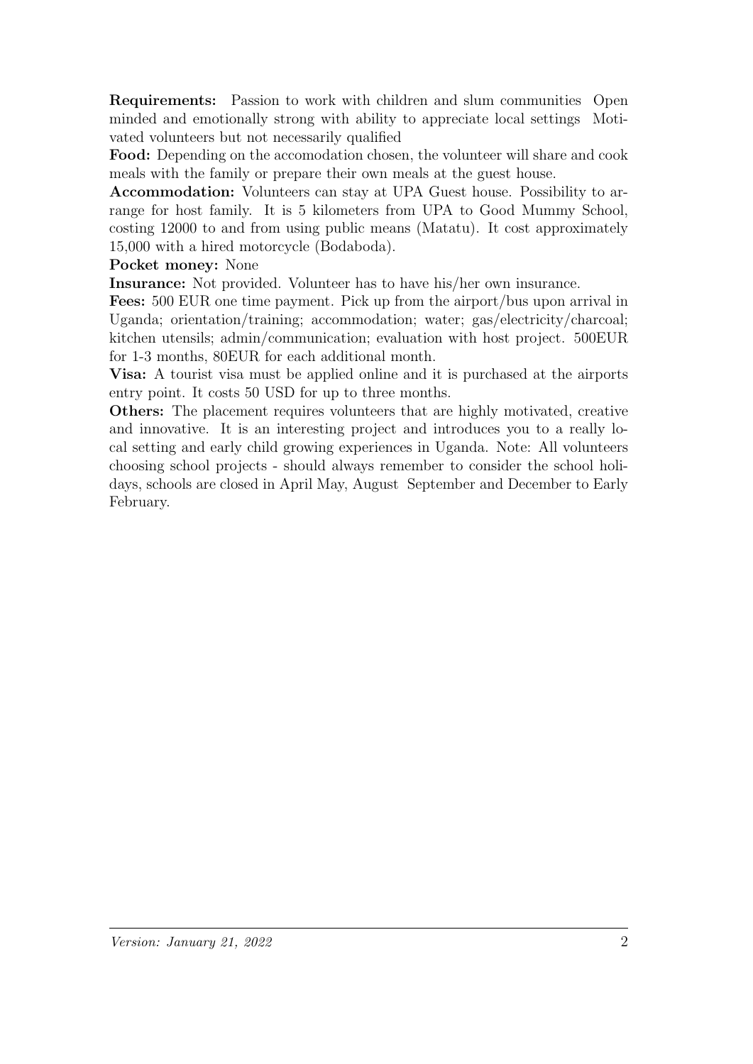**Requirements:** Passion to work with children and slum communities Open minded and emotionally strong with ability to appreciate local settings Motivated volunteers but not necessarily qualified

**Food:** Depending on the accomodation chosen, the volunteer will share and cook meals with the family or prepare their own meals at the guest house.

**Accommodation:** Volunteers can stay at UPA Guest house. Possibility to arrange for host family. It is 5 kilometers from UPA to Good Mummy School, costing 12000 to and from using public means (Matatu). It cost approximately 15,000 with a hired motorcycle (Bodaboda).

**Pocket money:** None

**Insurance:** Not provided. Volunteer has to have his/her own insurance.

**Fees:** 500 EUR one time payment. Pick up from the airport/bus upon arrival in Uganda; orientation/training; accommodation; water; gas/electricity/charcoal; kitchen utensils; admin/communication; evaluation with host project. 500EUR for 1-3 months, 80EUR for each additional month.

**Visa:** A tourist visa must be applied online and it is purchased at the airports entry point. It costs 50 USD for up to three months.

**Others:** The placement requires volunteers that are highly motivated, creative and innovative. It is an interesting project and introduces you to a really local setting and early child growing experiences in Uganda. Note: All volunteers choosing school projects - should always remember to consider the school holidays, schools are closed in April May, August September and December to Early February.

*Version: January 21, 2022*